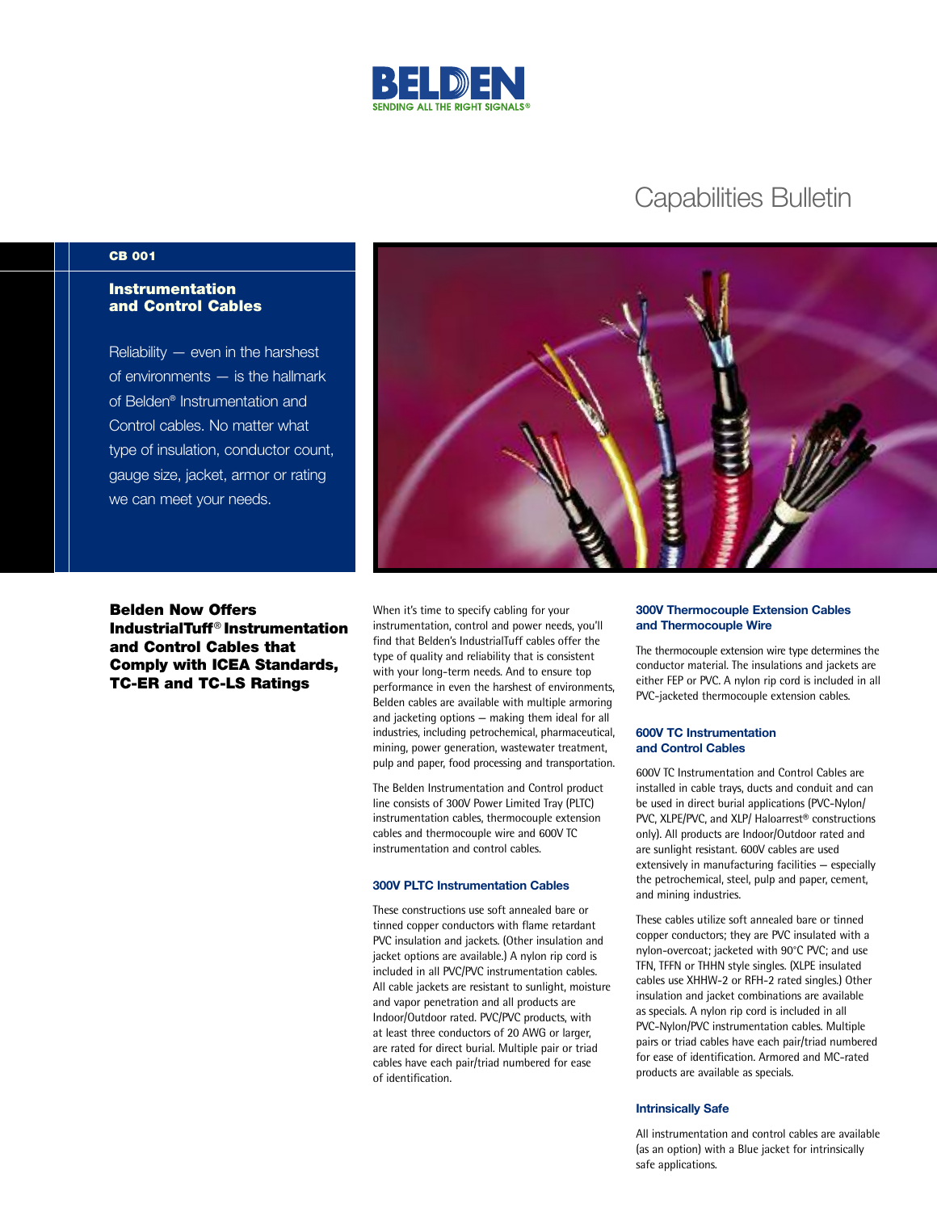BELDEN
SENDING ALL THE RIGHT SIGNALS®

# Capabilities Bulletin

CB 001

## Instrumentation and Control Cables

Reliability — even in the harshest of environments — is the hallmark of Belden® Instrumentation and Control cables. No matter what type of insulation, conductor count, gauge size, jacket, armor or rating we can meet your needs.

## Belden Now Offers IndustrialTuff® Instrumentation and Control Cables that Comply with ICEA Standards, TC-ER and TC-LS Ratings

When it's time to specify cabling for your instrumentation, control and power needs, you'll find that Belden's IndustrialTuff cables offer the type of quality and reliability that is consistent with your long-term needs. And to ensure top performance in even the harshest of environments, Belden cables are available with multiple armoring and jacketing options – making them ideal for all industries, including petrochemical, pharmaceutical, mining, power generation, wastewater treatment, pulp and paper, food processing and transportation.

The Belden Instrumentation and Control product line consists of 300V Power Limited Tray (PLTC) instrumentation cables, thermocouple extension cables and thermocouple wire and 600V TC instrumentation and control cables.

### 300V PLTC Instrumentation Cables

These constructions use soft annealed bare or tinned copper conductors with flame retardant PVC insulation and jackets. (Other insulation and jacket options are available.) A nylon rip cord is included in all PVC/PVC instrumentation cables. All cable jackets are resistant to sunlight, moisture and vapor penetration and all products are Indoor/Outdoor rated. PVC/PVC products, with at least three conductors of 20 AWG or larger, are rated for direct burial. Multiple pair or triad cables have each pair/triad numbered for ease of identification.

### 300V Thermocouple Extension Cables and Thermocouple Wire

The thermocouple extension wire type determines the conductor material. The insulations and jackets are either FEP or PVC. A nylon rip cord is included in all PVC-jacketed thermocouple extension cables.

### 600V TC Instrumentation and Control Cables

600V TC Instrumentation and Control Cables are installed in cable trays, ducts and conduit and can be used in direct burial applications (PVC-Nylon/PVC, XLPE/PVC, and XLP/ Haloarrest® constructions only). All products are Indoor/Outdoor rated and are sunlight resistant. 600V cables are used extensively in manufacturing facilities – especially the petrochemical, steel, pulp and paper, cement, and mining industries.

These cables utilize soft annealed bare or tinned copper conductors; they are PVC insulated with a nylon-overcoat; jacketed with 90°C PVC; and use TFN, TFFN or THHN style singles. (XLPE insulated cables use XHHW-2 or RFH-2 rated singles.) Other insulation and jacket combinations are available as specials. A nylon rip cord is included in all PVC-Nylon/PVC instrumentation cables. Multiple pairs or triad cables have each pair/triad numbered for ease of identification. Armored and MC-rated products are available as specials.

### Intrinsically Safe

All instrumentation and control cables are available (as an option) with a Blue jacket for intrinsically safe applications.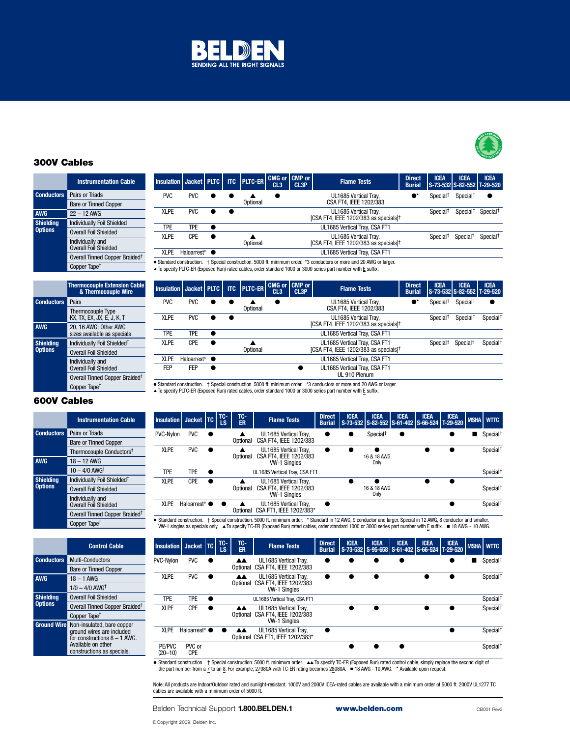BELDEN

SENDING ALL THE RIGHT SIGNALS

## 300V Cables

| | Instrumentation Cable |
|---|---|
| Conductors | Pairs or Triads |
| | Bare or Tinned Copper |
| AWG | 22 – 12 AWG |
| Shielding Options | Individually Foil Shielded |
| | Overall Foil Shielded |
| | Individually and Overall Foil Shielded |
| | Overall Tinned Copper Braided† |
| | Copper Tape† |

| Insulation | Jacket | PLTC | ITC | PLTC-ER | CMG or CL3 | CMP or CL3P | Flame Tests | Direct Burial | ICEA S-73-532 | ICEA S-82-552 | ICEA T-29-520 |
|---|---|---|---|---|---|---|---|---|---|---|---|
| PVC | PVC | ● | ● | ▲ Optional | ● | | UL1685 Vertical Tray, CSA FT4, IEEE 1202/383 | ●* | Special† | Special† | ● |
| XLPE | PVC | ● | ● | | | | UL1685 Vertical Tray. [CSA FT4, IEEE 1202/383 as specials]† | | Special† | Special† | Special† |
| TPE | TPE | ● | | | | | UL1685 Vertical Tray, CSA FT1 | | | | |
| XLPE | CPE | ● | | ▲ Optional | | | UL1685 Vertical Tray. [CSA FT4, IEEE 1202/383 as specials]† | | Special† | Special† | Special† |
| XLPE | Haloarrest® | ● | | | | | UL1685 Vertical Tray, CSA FT1 | | | | |

● Standard construction. † Special construction. 5000 ft. minimum order. *3 conductors or more and 20 AWG or larger.
▲ To specify PLTC-ER (Exposed Run) rated cables, order standard 1000 or 3000 series part number with E suffix.

| | Thermocouple Extension Cable & Thermocouple Wire |
|---|---|
| Conductors | Pairs |
| | Thermocouple Type KX, TX, EX, JX, E, J, K, T |
| AWG | 20, 16 AWG; Other AWG sizes available as specials |
| Shielding Options | Individually Foil Shielded† |
| | Overall Foil Shielded |
| | Individually and Overall Foil Shielded |
| | Overall Tinned Copper Braided† |
| | Copper Tape† |

| Insulation | Jacket | PLTC | ITC | PLTC-ER | CMG or CL3 | CMP or CL3P | Flame Tests | Direct Burial | ICEA S-73-532 | ICEA S-82-552 | ICEA T-29-520 |
|---|---|---|---|---|---|---|---|---|---|---|---|
| PVC | PVC | ● | ● | ▲ Optional | ● | | UL1685 Vertical Tray, CSA FT4, IEEE 1202/383 | ●* | Special† | Special† | ● |
| XLPE | PVC | ● | ● | | | | UL1685 Vertical Tray, [CSA FT4, IEEE 1202/383 as specials]† | | Special† | Special† | Special† |
| TPE | TPE | ● | | | | | UL1685 Vertical Tray, CSA FT1 | | | | |
| XLPE | CPE | ● | | ▲ Optional | | | UL1685 Vertical Tray, CSA FT1 [CSA FT4, IEEE 1202/383 as specials]† | | Special† | Special† | Special† |
| XLPE | Haloarrest® | ● | | | | | UL1685 Vertical Tray, CSA FT1 | | | | |
| FEP | FEP | ● | | | | ● | UL1685 Vertical Tray, CSA FT1 UL 910 Plenum | | | | |

● Standard construction. † Special construction. 5000 ft. minimum order. *3 conductors or more and 20 AWG or larger.
▲ To specify PLTC-ER (Exposed Run) rated cables, order standard 1000 or 3000 series part number with E suffix.

## 600V Cables

| | Instrumentation Cable |
|---|---|
| Conductors | Pairs or Triads |
| | Bare or Tinned Copper |
| | Thermocouple Conductors† |
| AWG | 18 – 12 AWG |
| | 10 – 4/0 AWG† |
| Shielding Options | Individually Foil Shielded† |
| | Overall Foil Shielded |
| | Individually and Overall Foil Shielded |
| | Overall Tinned Copper Braided† |
| | Copper Tape† |

| Insulation | Jacket | TC | TC-LS | TC-ER | Flame Tests | Direct Burial | ICEA S-73-532 | ICEA S-82-552 | ICEA S-61-402 | ICEA S-66-524 | ICEA T-29-520 | MSHA | WTTC |
|---|---|---|---|---|---|---|---|---|---|---|---|---|---|
| PVC-Nylon | PVC | ● | | ▲ Optional | UL1685 Vertical Tray, CSA FT4, IEEE 1202/383 | ● | ● | Special† | ● | | ● | ■ | Special† |
| XLPE | PVC | ● | | ▲ Optional | UL1685 Vertical Tray, CSA FT4, IEEE 1202/383 VW-1 Singles | ● | ● | ● 16 & 18 AWG Only | | ● | ● | | Special† |
| TPE | TPE | ● | | | UL1685 Vertical Tray, CSA FT1 | | | | | | | | Special† |
| XLPE | CPE | ● | | ▲ Optional | UL1685 Vertical Tray, CSA FT4, IEEE 1202/383 VW-1 Singles | | ● | ● 16 & 18 AWG Only | | ● | ● | | Special† |
| XLPE | Haloarrest® | ● | ● | ▲ Optional | UL1685 Vertical Tray, CSA FT1, IEEE 1202/383* | ● | | | | | ● | | Special† |

● Standard construction. † Special construction. 5000 ft. minimum order. * Standard in 12 AWG, 9 conductor and larger. Special in 12 AWG, 8 conductor and smaller. VW-1 singles as specials only. ▲ To specify TC-ER (Exposed Run) rated cables, order standard 1000 or 3000 series part number with E suffix. ■ 18 AWG - 10 AWG.

| | Control Cable |
|---|---|
| Conductors | Multi-Conductors |
| | Bare or Tinned Copper |
| AWG | 18 – 1 AWG |
| | 1/0 – 4/0 AWG† |
| Shielding Options | Overall Foil Shielded |
| | Overall Tinned Copper Braided† |
| | Copper Tape† |
| Ground Wire | Non-insulated, bare copper ground wires are included for constructions 8 – 1 AWG. Available on other constructions as specials. |

| Insulation | Jacket | TC | TC-LS | TC-ER | Flame Tests | Direct Burial | ICEA S-73-532 | ICEA S-95-658 | ICEA S-61-402 | ICEA S-66-524 | ICEA T-29-520 | MSHA | WTTC |
|---|---|---|---|---|---|---|---|---|---|---|---|---|---|
| PVC-Nylon | PVC | ● | | ▲▲ Optional | UL1685 Vertical Tray, CSA FT4, IEEE 1202/383 | ● | ● | ● | ● | | ● | ■ | Special† |
| XLPE | PVC | ● | | ▲▲ Optional | UL1685 Vertical Tray, CSA FT4, IEEE 1202/383 VW-1 Singles | ● | ● | ● | | ● | ● | | Special† |
| TPE | TPE | ● | | | UL1685 Vertical Tray, CSA FT1 | | | | | | | | Special† |
| XLPE | CPE | ● | | ▲▲ Optional | UL1685 Vertical Tray, CSA FT4, IEEE 1202/383 VW-1 Singles | | ● | ● | | ● | ● | | Special† |
| XLPE | Haloarrest® | ● | ● | ▲▲ Optional | UL1685 Vertical Tray, CSA FT1, IEEE 1202/383* | ● | | | | | ● | | Special† |
| PE/PVC (20–10) | PVC or CPE | | | | | | ● | ● | ● | | | | Special† |

● Standard construction. † Special construction. 5000 ft. minimum order. ▲▲ To specify TC-ER (Exposed Run) rated control cable, simply replace the second digit of the part number from a 7 to an 8. For example, 27080A with TC-ER rating becomes 28080A. ■ 18 AWG - 10 AWG. * Available upon request.

Note: All products are Indoor/Outdoor rated and sunlight-resistant. 1000V and 2000V ICEA-rated cables are available with a minimum order of 5000 ft. 2000V UL1277 TC cables are available with a minimum order of 5000 ft.

Belden Technical Support **1.800.BELDEN.1** **www.belden.com** CB001 Rev3

©Copyright 2009, Belden Inc.